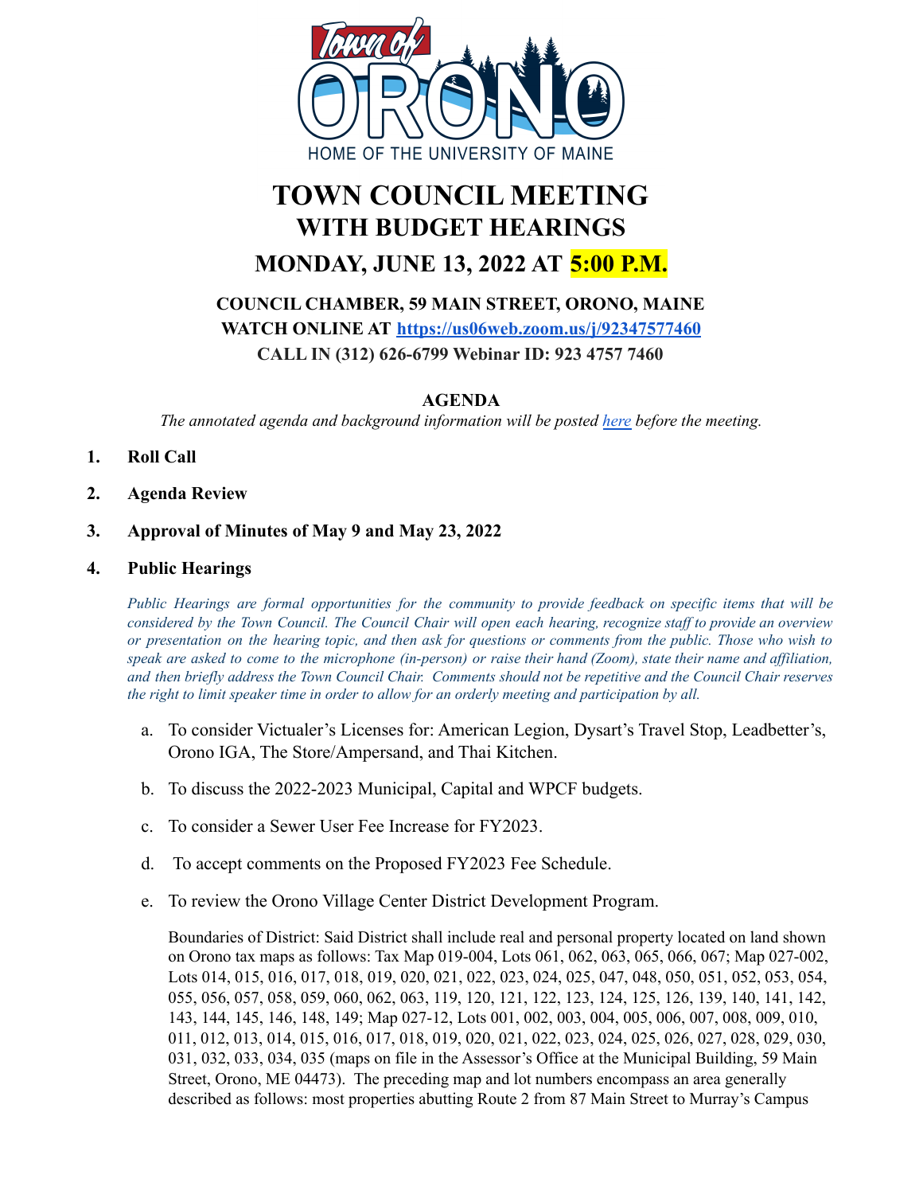Town of ORONO
HOME OF THE UNIVERSITY OF MAINE

# TOWN COUNCIL MEETING
# WITH BUDGET HEARINGS
## MONDAY, JUNE 13, 2022 AT 5:00 P.M.

**COUNCIL CHAMBER, 59 MAIN STREET, ORONO, MAINE**
**WATCH ONLINE AT [https://us06web.zoom.us/j/92347577460](https://us06web.zoom.us/j/92347577460)**
**CALL IN (312) 626-6799 Webinar ID: 923 4757 7460**

### AGENDA

*The annotated agenda and background information will be posted here before the meeting.*

1. **Roll Call**
2. **Agenda Review**
3. **Approval of Minutes of May 9 and May 23, 2022**
4. **Public Hearings**

   *Public Hearings are formal opportunities for the community to provide feedback on specific items that will be considered by the Town Council. The Council Chair will open each hearing, recognize staff to provide an overview or presentation on the hearing topic, and then ask for questions or comments from the public. Those who wish to speak are asked to come to the microphone (in-person) or raise their hand (Zoom), state their name and affiliation, and then briefly address the Town Council Chair. Comments should not be repetitive and the Council Chair reserves the right to limit speaker time in order to allow for an orderly meeting and participation by all.*

   a. To consider Victualer's Licenses for: American Legion, Dysart's Travel Stop, Leadbetter's, Orono IGA, The Store/Ampersand, and Thai Kitchen.

   b. To discuss the 2022-2023 Municipal, Capital and WPCF budgets.

   c. To consider a Sewer User Fee Increase for FY2023.

   d. To accept comments on the Proposed FY2023 Fee Schedule.

   e. To review the Orono Village Center District Development Program.

   Boundaries of District: Said District shall include real and personal property located on land shown on Orono tax maps as follows: Tax Map 019-004, Lots 061, 062, 063, 065, 066, 067; Map 027-002, Lots 014, 015, 016, 017, 018, 019, 020, 021, 022, 023, 024, 025, 047, 048, 050, 051, 052, 053, 054, 055, 056, 057, 058, 059, 060, 062, 063, 119, 120, 121, 122, 123, 124, 125, 126, 139, 140, 141, 142, 143, 144, 145, 146, 148, 149; Map 027-12, Lots 001, 002, 003, 004, 005, 006, 007, 008, 009, 010, 011, 012, 013, 014, 015, 016, 017, 018, 019, 020, 021, 022, 023, 024, 025, 026, 027, 028, 029, 030, 031, 032, 033, 034, 035 (maps on file in the Assessor's Office at the Municipal Building, 59 Main Street, Orono, ME 04473). The preceding map and lot numbers encompass an area generally described as follows: most properties abutting Route 2 from 87 Main Street to Murray's Campus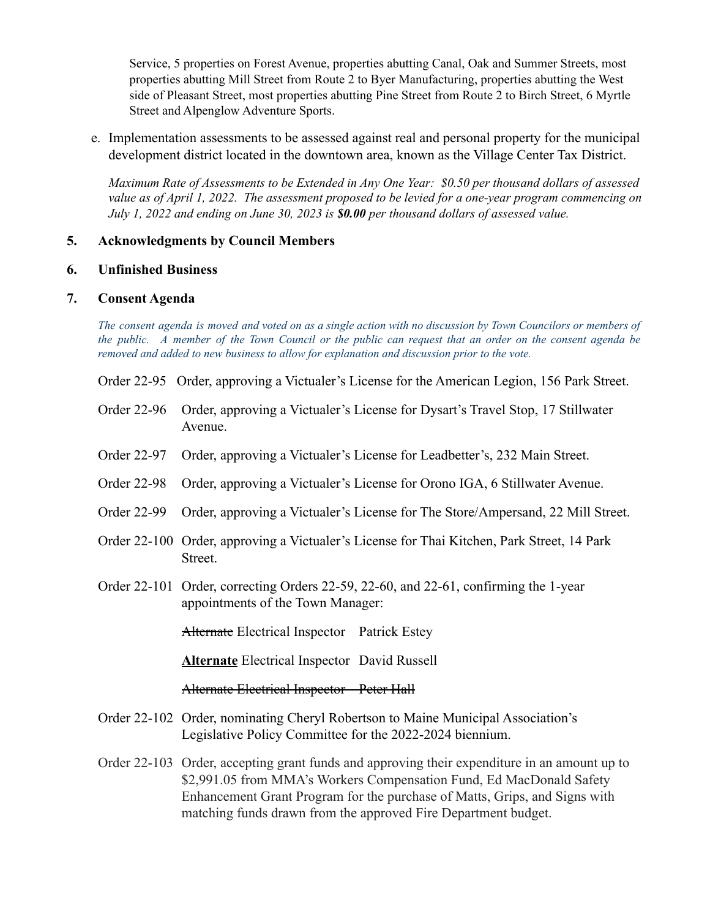Service, 5 properties on Forest Avenue, properties abutting Canal, Oak and Summer Streets, most properties abutting Mill Street from Route 2 to Byer Manufacturing, properties abutting the West side of Pleasant Street, most properties abutting Pine Street from Route 2 to Birch Street, 6 Myrtle Street and Alpenglow Adventure Sports.

e. Implementation assessments to be assessed against real and personal property for the municipal development district located in the downtown area, known as the Village Center Tax District.

*Maximum Rate of Assessments to be Extended in Any One Year: $0.50 per thousand dollars of assessed value as of April 1, 2022. The assessment proposed to be levied for a one-year program commencing on July 1, 2022 and ending on June 30, 2023 is **$0.00** per thousand dollars of assessed value.*

**5. Acknowledgments by Council Members**

**6. Unfinished Business**

**7. Consent Agenda**

*The consent agenda is moved and voted on as a single action with no discussion by Town Councilors or members of the public. A member of the Town Council or the public can request that an order on the consent agenda be removed and added to new business to allow for explanation and discussion prior to the vote.*

Order 22-95 Order, approving a Victualer's License for the American Legion, 156 Park Street.

Order 22-96 Order, approving a Victualer's License for Dysart's Travel Stop, 17 Stillwater Avenue.

Order 22-97 Order, approving a Victualer's License for Leadbetter's, 232 Main Street.

Order 22-98 Order, approving a Victualer's License for Orono IGA, 6 Stillwater Avenue.

Order 22-99 Order, approving a Victualer's License for The Store/Ampersand, 22 Mill Street.

Order 22-100 Order, approving a Victualer's License for Thai Kitchen, Park Street, 14 Park Street.

Order 22-101 Order, correcting Orders 22-59, 22-60, and 22-61, confirming the 1-year appointments of the Town Manager:

~~Alternate~~ Electrical Inspector Patrick Estey

**<u>Alternate</u>** Electrical Inspector David Russell

~~Alternate Electrical Inspector Peter Hall~~

Order 22-102 Order, nominating Cheryl Robertson to Maine Municipal Association's Legislative Policy Committee for the 2022-2024 biennium.

Order 22-103 Order, accepting grant funds and approving their expenditure in an amount up to $2,991.05 from MMA's Workers Compensation Fund, Ed MacDonald Safety Enhancement Grant Program for the purchase of Matts, Grips, and Signs with matching funds drawn from the approved Fire Department budget.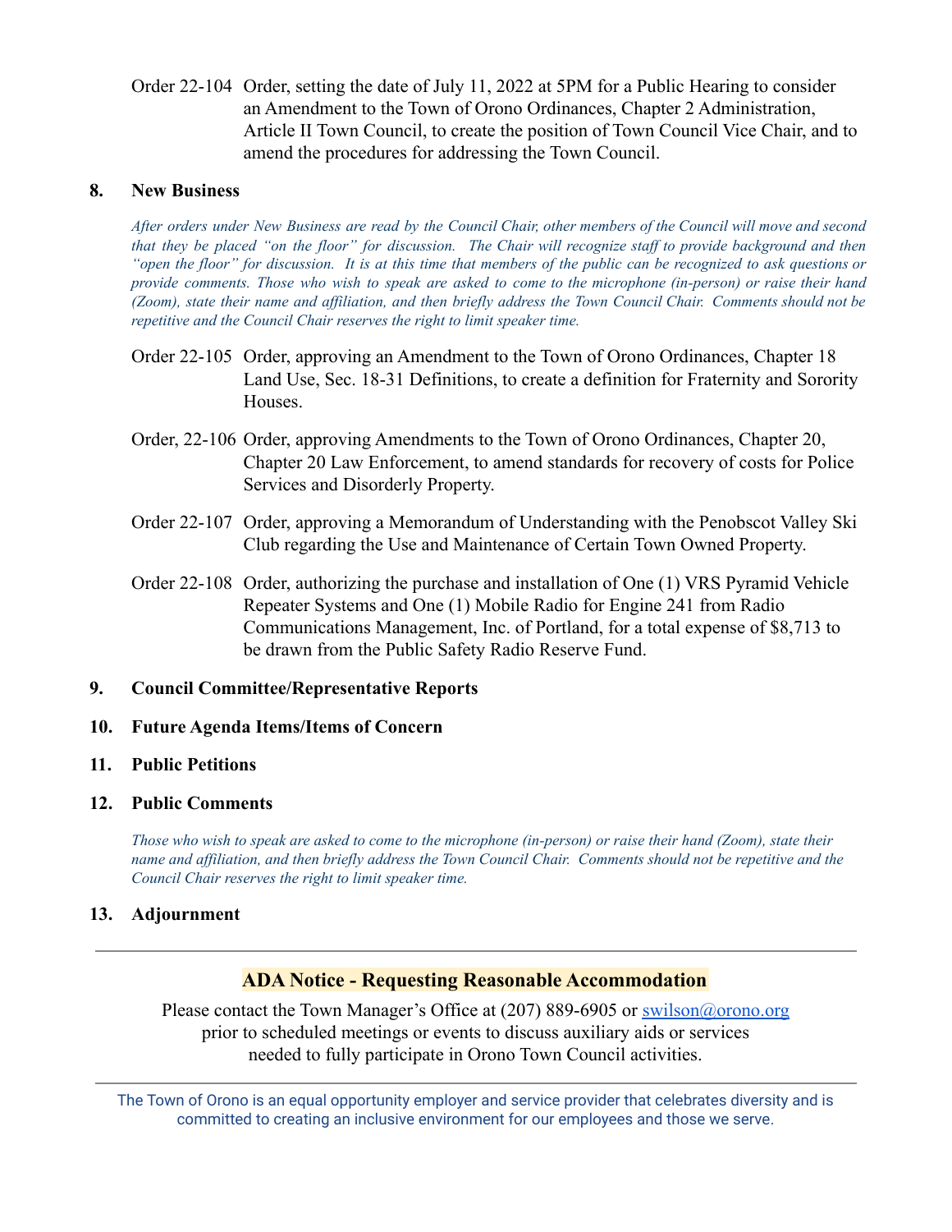Order 22-104 Order, setting the date of July 11, 2022 at 5PM for a Public Hearing to consider an Amendment to the Town of Orono Ordinances, Chapter 2 Administration, Article II Town Council, to create the position of Town Council Vice Chair, and to amend the procedures for addressing the Town Council.

**8. New Business**

*After orders under New Business are read by the Council Chair, other members of the Council will move and second that they be placed "on the floor" for discussion. The Chair will recognize staff to provide background and then "open the floor" for discussion. It is at this time that members of the public can be recognized to ask questions or provide comments. Those who wish to speak are asked to come to the microphone (in-person) or raise their hand (Zoom), state their name and affiliation, and then briefly address the Town Council Chair. Comments should not be repetitive and the Council Chair reserves the right to limit speaker time.*

Order 22-105 Order, approving an Amendment to the Town of Orono Ordinances, Chapter 18 Land Use, Sec. 18-31 Definitions, to create a definition for Fraternity and Sorority Houses.

Order, 22-106 Order, approving Amendments to the Town of Orono Ordinances, Chapter 20, Chapter 20 Law Enforcement, to amend standards for recovery of costs for Police Services and Disorderly Property.

Order 22-107 Order, approving a Memorandum of Understanding with the Penobscot Valley Ski Club regarding the Use and Maintenance of Certain Town Owned Property.

Order 22-108 Order, authorizing the purchase and installation of One (1) VRS Pyramid Vehicle Repeater Systems and One (1) Mobile Radio for Engine 241 from Radio Communications Management, Inc. of Portland, for a total expense of $8,713 to be drawn from the Public Safety Radio Reserve Fund.

**9. Council Committee/Representative Reports**

**10. Future Agenda Items/Items of Concern**

**11. Public Petitions**

**12. Public Comments**

*Those who wish to speak are asked to come to the microphone (in-person) or raise their hand (Zoom), state their name and affiliation, and then briefly address the Town Council Chair. Comments should not be repetitive and the Council Chair reserves the right to limit speaker time.*

**13. Adjournment**

---

**ADA Notice - Requesting Reasonable Accommodation**

Please contact the Town Manager's Office at (207) 889-6905 or [swilson@orono.org](mailto:swilson@orono.org) prior to scheduled meetings or events to discuss auxiliary aids or services needed to fully participate in Orono Town Council activities.

---

The Town of Orono is an equal opportunity employer and service provider that celebrates diversity and is committed to creating an inclusive environment for our employees and those we serve.